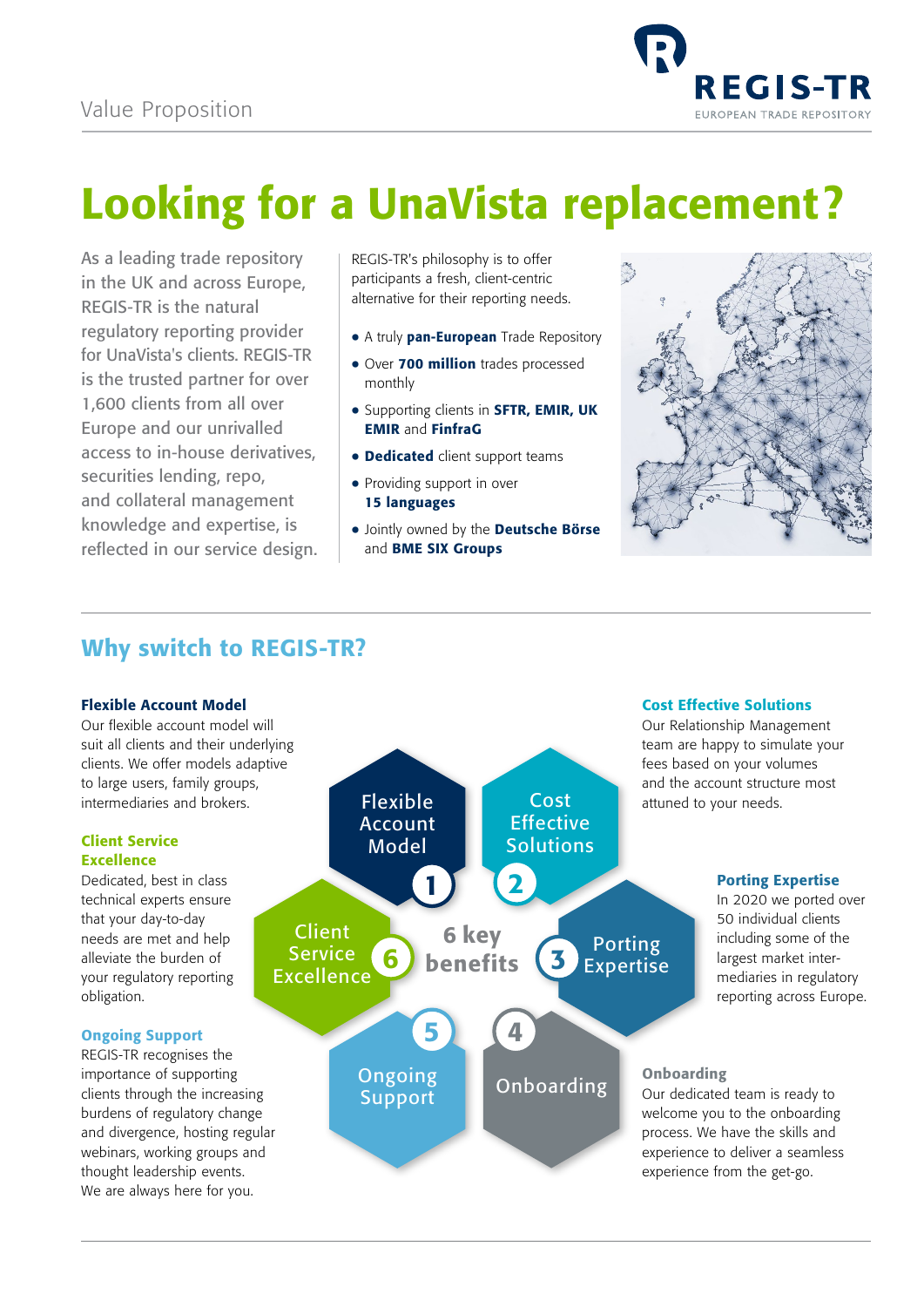Value Proposition

# Looking for a UnaVista replacement?

As a leading trade repository in the UK and across Europe, REGIS-TR is the natural regulatory reporting provider for UnaVista's clients. REGIS-TR is the trusted partner for over 1,600 clients from all over Europe and our unrivalled access to in-house derivatives, securities lending, repo, and collateral management knowledge and expertise, is reflected in our service design.

REGIS-TR's philosophy is to offer participants a fresh, client-centric alternative for their reporting needs.

- A truly **pan-European** Trade Repository
- Over **700 million** trades processed monthly
- Supporting clients in **SFTR, EMIR, UK EMIR** and **FinfraG**
- **Dedicated** client support teams
- Providing support in over **15 languages**
- Jointly owned by the **Deutsche Börse** and **BME SIX Groups**

## Why switch to REGIS-TR?

**6 key benefits**

1. Flexible Account Model
2. Cost Effective Solutions
3. Porting Expertise
4. Onboarding
5. Ongoing Support
6. Client Service Excellence

### Flexible Account Model

Our flexible account model will suit all clients and their underlying clients. We offer models adaptive to large users, family groups, intermediaries and brokers.

### Cost Effective Solutions

Our Relationship Management team are happy to simulate your fees based on your volumes and the account structure most attuned to your needs.

### Porting Expertise

In 2020 we ported over 50 individual clients including some of the largest market intermediaries in regulatory reporting across Europe.

### Onboarding

Our dedicated team is ready to welcome you to the onboarding process. We have the skills and experience to deliver a seamless experience from the get-go.

### Ongoing Support

REGIS-TR recognises the importance of supporting clients through the increasing burdens of regulatory change and divergence, hosting regular webinars, working groups and thought leadership events. We are always here for you.

### Client Service Excellence

Dedicated, best in class technical experts ensure that your day-to-day needs are met and help alleviate the burden of your regulatory reporting obligation.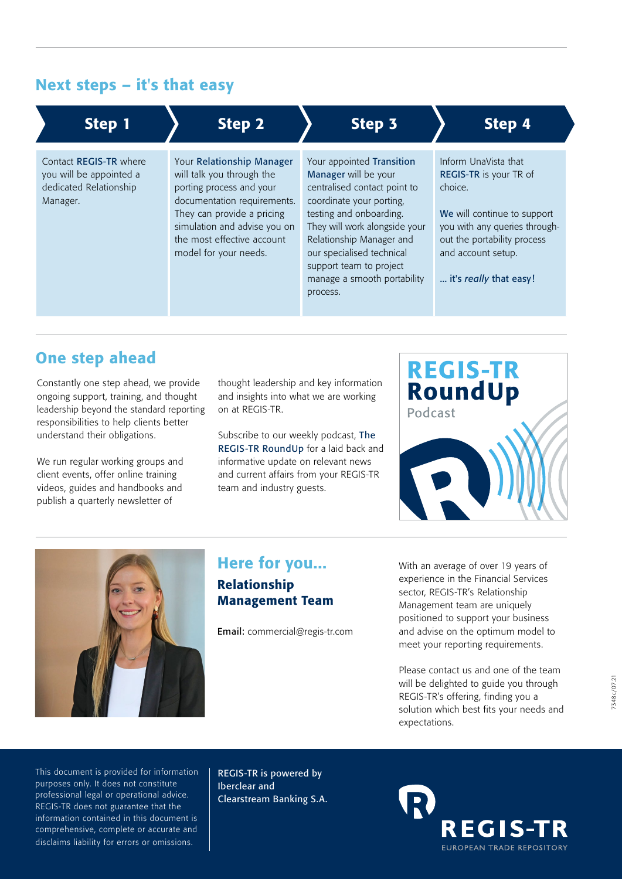## Next steps – it's that easy

| Step 1 | Step 2 | Step 3 | Step 4 |
|---|---|---|---|
| Contact **REGIS-TR** where you will be appointed a dedicated Relationship Manager. | Your **Relationship Manager** will talk you through the porting process and your documentation requirements. They can provide a pricing simulation and advise you on the most effective account model for your needs. | Your appointed **Transition Manager** will be your centralised contact point to coordinate your porting, testing and onboarding. They will work alongside your Relationship Manager and our specialised technical support team to project manage a smooth portability process. | Inform UnaVista that **REGIS-TR** is your TR of choice. **We** will continue to support you with any queries throughout the portability process and account setup. ... it's *really* that easy! |

## One step ahead

Constantly one step ahead, we provide ongoing support, training, and thought leadership beyond the standard reporting responsibilities to help clients better understand their obligations.

We run regular working groups and client events, offer online training videos, guides and handbooks and publish a quarterly newsletter of thought leadership and key information and insights into what we are working on at REGIS-TR.

Subscribe to our weekly podcast, **The REGIS-TR RoundUp** for a laid back and informative update on relevant news and current affairs from your REGIS-TR team and industry guests.

REGIS-TR RoundUp Podcast

## Here for you...

### Relationship Management Team

**Email:** commercial@regis-tr.com

With an average of over 19 years of experience in the Financial Services sector, REGIS-TR's Relationship Management team are uniquely positioned to support your business and advise on the optimum model to meet your reporting requirements.

Please contact us and one of the team will be delighted to guide you through REGIS-TR's offering, finding you a solution which best fits your needs and expectations.

7348c/07.21

This document is provided for information purposes only. It does not constitute professional legal or operational advice. REGIS-TR does not guarantee that the information contained in this document is comprehensive, complete or accurate and disclaims liability for errors or omissions.

REGIS-TR is powered by Iberclear and Clearstream Banking S.A.

REGIS-TR
EUROPEAN TRADE REPOSITORY